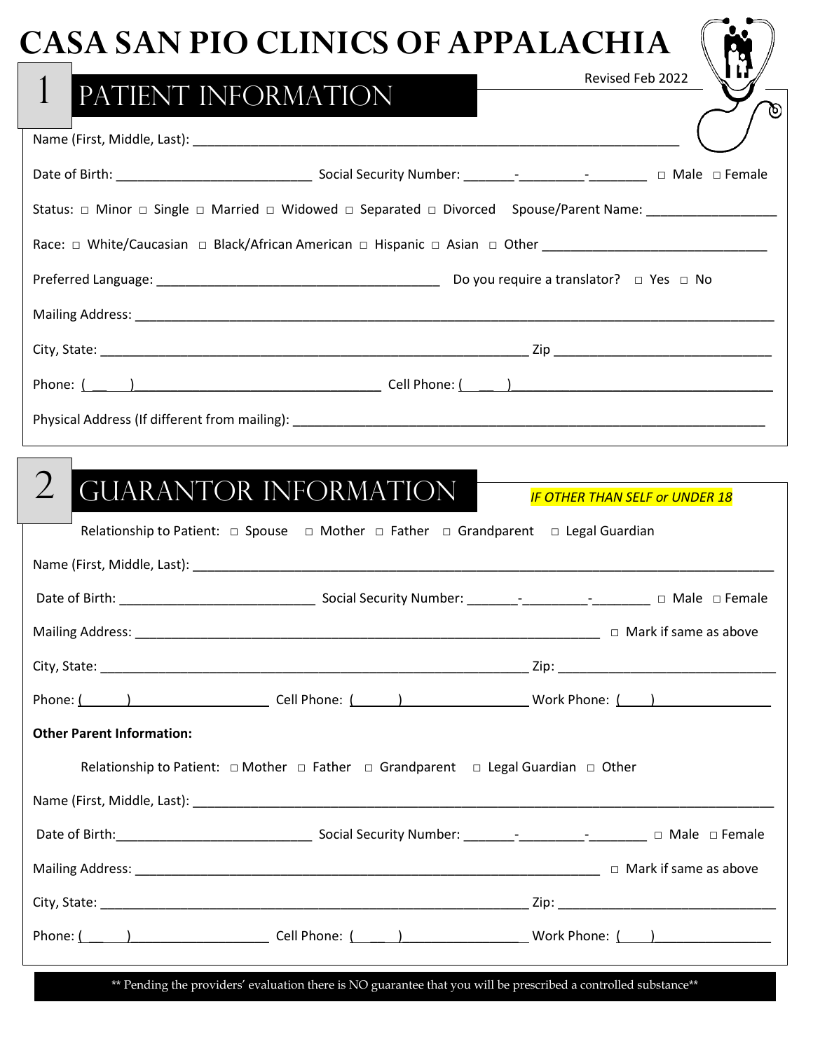# CASA SAN PIO CLINICS OF APPALACHIA

Revised Feb 2022

## 1 PATIENT INFORMATION

Name (First, Middle, Last): ____________________________________________________________________

Date of Birth: ___________________________ Social Security Number: _______-_________-________ □ Male □ Female

Status: □ Minor □ Single □ Married □ Widowed □ Separated □ Divorced Spouse/Parent Name: _________________

Race: □ White/Caucasian □ Black/African American □ Hispanic □ Asian □ Other ______________________________

Preferred Language: _______________________________________ Do you require a translator? □ Yes □ No

Mailing Address: _____________________________________________________________________________________

City, State: ___________________________________________________________ Zip ______________________________

Phone: ( ) _________________________________ Cell Phone: ( ) ____________________________________

Physical Address (If different from mailing): ________________________________________________________________

## 2 GUARANTOR INFORMATION

*IF OTHER THAN SELF or UNDER 18*

Relationship to Patient: □ Spouse □ Mother □ Father □ Grandparent □ Legal Guardian

Name (First, Middle, Last): _______________________________________________________________________________

Date of Birth: ___________________________ Social Security Number: _______-_________-________ □ Male □ Female

Mailing Address: _________________________________________________________________ □ Mark if same as above

City, State: ___________________________________________________________ Zip: ______________________________

Phone: ( ) ____________________ Cell Phone: ( ) _________________ Work Phone: ( ) ________________

**Other Parent Information:**

Relationship to Patient: □ Mother □ Father □ Grandparent □ Legal Guardian □ Other

Name (First, Middle, Last): _______________________________________________________________________________

Date of Birth: ___________________________ Social Security Number: _______-_________-________ □ Male □ Female

Mailing Address: _________________________________________________________________ □ Mark if same as above

City, State: ___________________________________________________________ Zip: ______________________________

Phone: ( ) ____________________ Cell Phone: ( ) _________________ Work Phone: ( ) ________________

** Pending the providers' evaluation there is NO guarantee that you will be prescribed a controlled substance**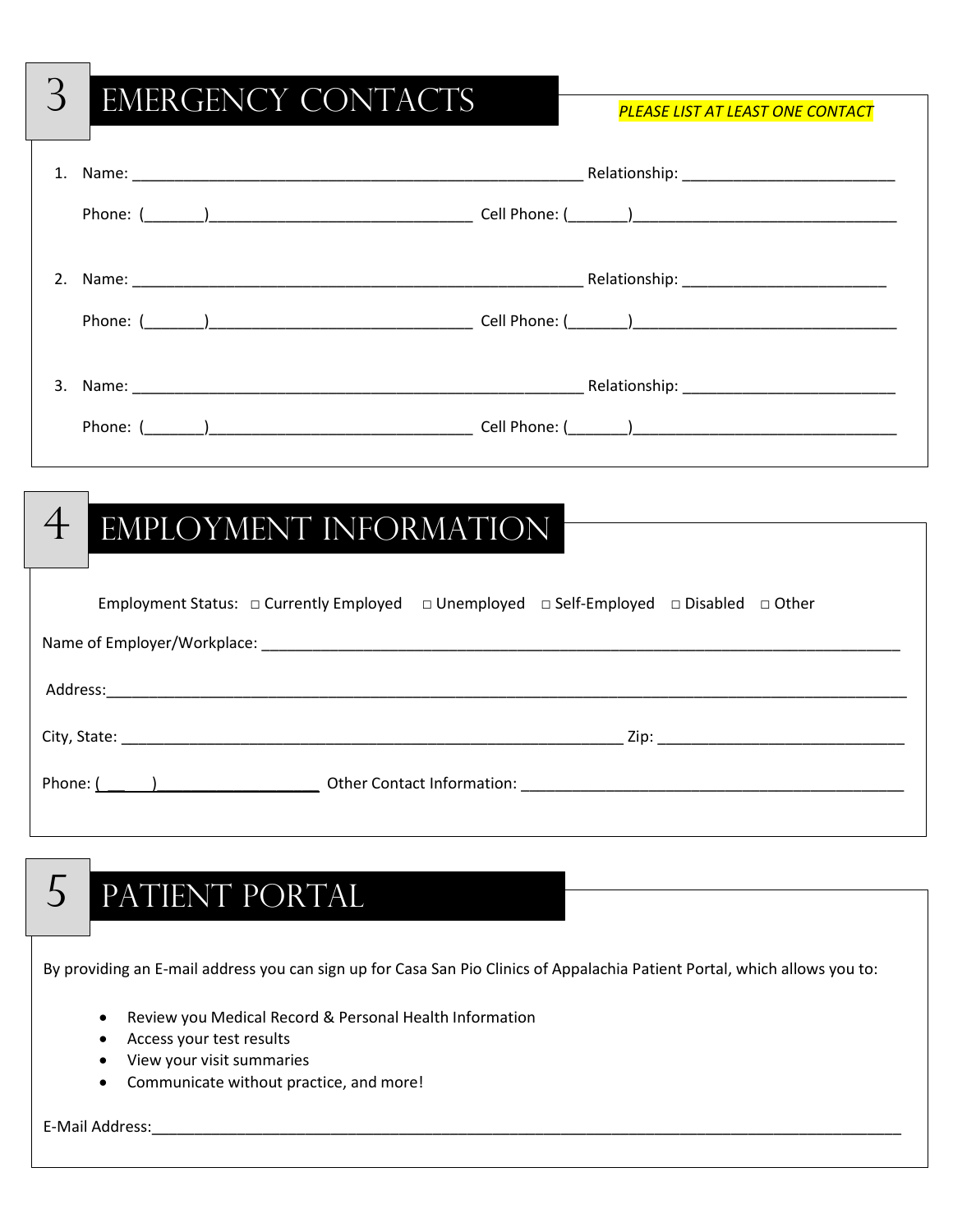## 3 EMERGENCY CONTACTS

*PLEASE LIST AT LEAST ONE CONTACT*

1. Name: _______________________________________________________ Relationship: _________________________

   Phone: (_______)______________________________ Cell Phone: (_______)_______________________________

2. Name: _______________________________________________________ Relationship: _________________________

   Phone: (_______)______________________________ Cell Phone: (_______)_______________________________

3. Name: _______________________________________________________ Relationship: _________________________

   Phone: (_______)______________________________ Cell Phone: (_______)_______________________________

## 4 EMPLOYMENT INFORMATION

Employment Status: □ Currently Employed □ Unemployed □ Self-Employed □ Disabled □ Other

Name of Employer/Workplace: _____________________________________________________________________________

Address:___________________________________________________________________________________________

City, State: ____________________________________________________________ Zip: ____________________________

Phone: (\_\_\_\_)___________________ Other Contact Information: _______________________________________________

## 5 PATIENT PORTAL

By providing an E-mail address you can sign up for Casa San Pio Clinics of Appalachia Patient Portal, which allows you to:

- Review you Medical Record & Personal Health Information
- Access your test results
- View your visit summaries
- Communicate without practice, and more!

E-Mail Address:____________________________________________________________________________________________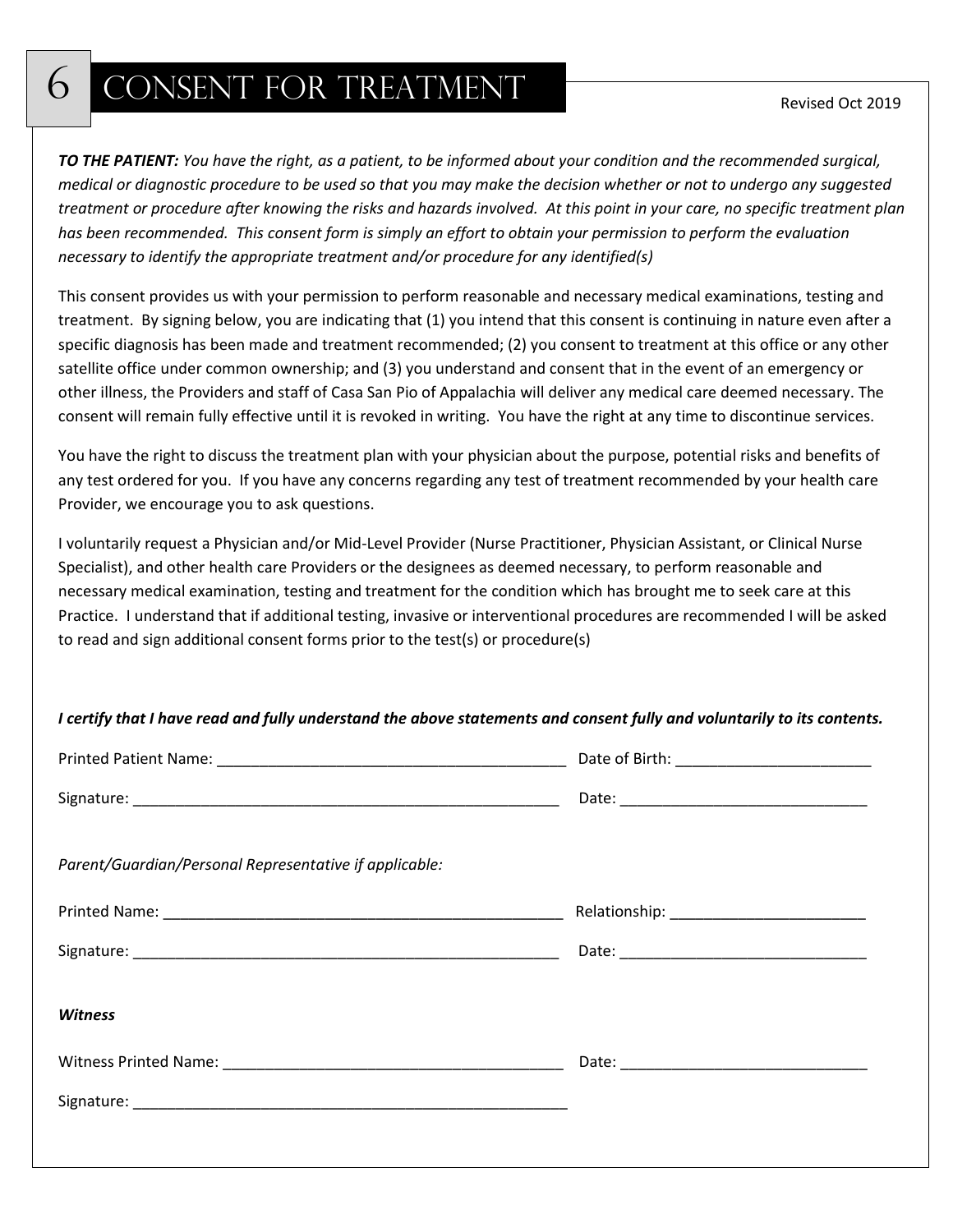# 6 CONSENT FOR TREATMENT

Revised Oct 2019

***TO THE PATIENT:*** *You have the right, as a patient, to be informed about your condition and the recommended surgical, medical or diagnostic procedure to be used so that you may make the decision whether or not to undergo any suggested treatment or procedure after knowing the risks and hazards involved. At this point in your care, no specific treatment plan has been recommended. This consent form is simply an effort to obtain your permission to perform the evaluation necessary to identify the appropriate treatment and/or procedure for any identified(s)*

This consent provides us with your permission to perform reasonable and necessary medical examinations, testing and treatment. By signing below, you are indicating that (1) you intend that this consent is continuing in nature even after a specific diagnosis has been made and treatment recommended; (2) you consent to treatment at this office or any other satellite office under common ownership; and (3) you understand and consent that in the event of an emergency or other illness, the Providers and staff of Casa San Pio of Appalachia will deliver any medical care deemed necessary. The consent will remain fully effective until it is revoked in writing. You have the right at any time to discontinue services.

You have the right to discuss the treatment plan with your physician about the purpose, potential risks and benefits of any test ordered for you. If you have any concerns regarding any test of treatment recommended by your health care Provider, we encourage you to ask questions.

I voluntarily request a Physician and/or Mid-Level Provider (Nurse Practitioner, Physician Assistant, or Clinical Nurse Specialist), and other health care Providers or the designees as deemed necessary, to perform reasonable and necessary medical examination, testing and treatment for the condition which has brought me to seek care at this Practice. I understand that if additional testing, invasive or interventional procedures are recommended I will be asked to read and sign additional consent forms prior to the test(s) or procedure(s)

***I certify that I have read and fully understand the above statements and consent fully and voluntarily to its contents.***

Printed Patient Name: ___________________________________________ Date of Birth: ________________________

Signature: _____________________________________________________ Date: ______________________________

*Parent/Guardian/Personal Representative if applicable:*

Printed Name: __________________________________________________ Relationship: ________________________

Signature: _____________________________________________________ Date: ______________________________

***Witness***

Witness Printed Name: __________________________________________ Date: ______________________________

Signature: _____________________________________________________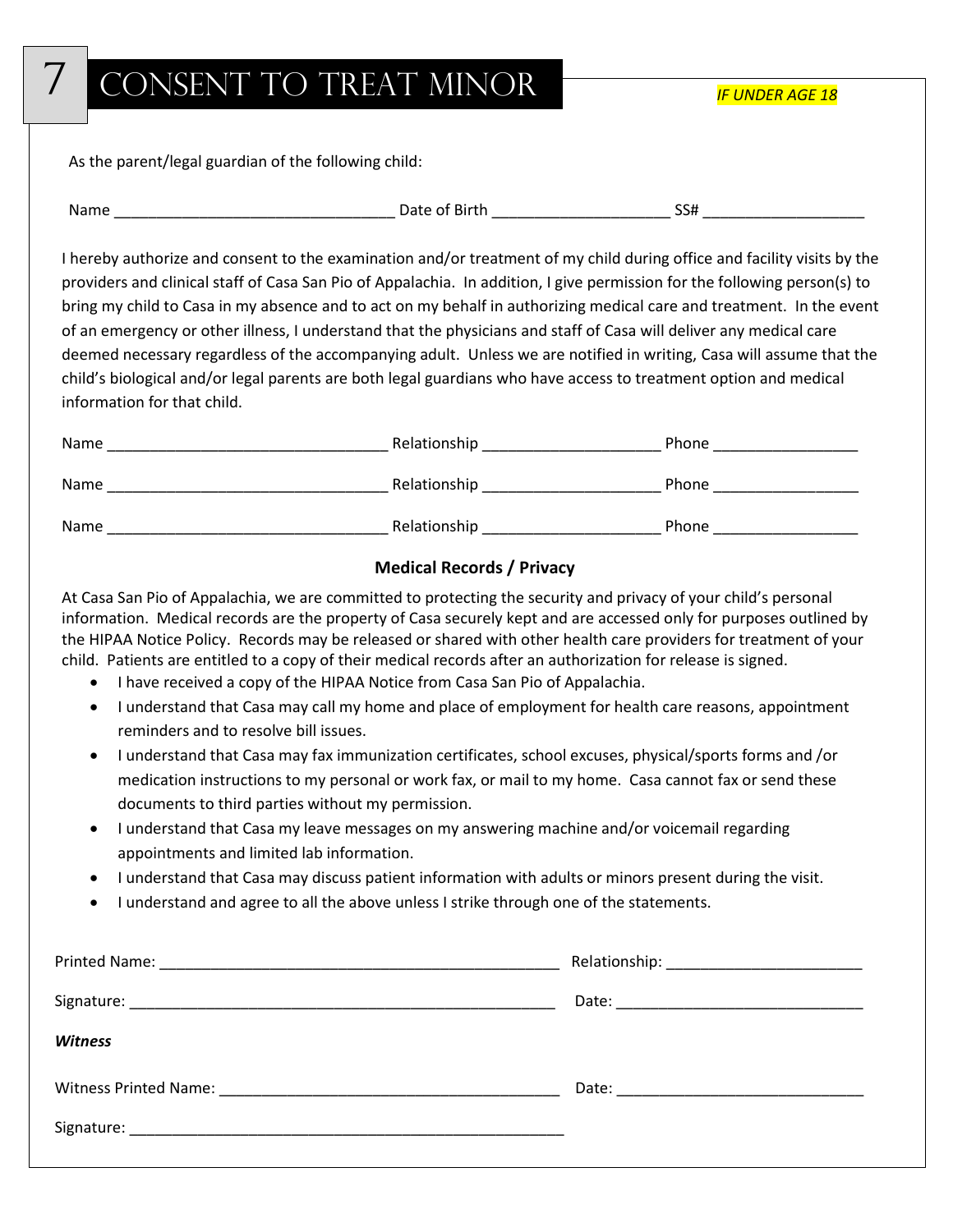# 7 CONSENT TO TREAT MINOR

*IF UNDER AGE 18*

As the parent/legal guardian of the following child:

Name _________________________________ Date of Birth _____________________ SS# ___________________

I hereby authorize and consent to the examination and/or treatment of my child during office and facility visits by the providers and clinical staff of Casa San Pio of Appalachia. In addition, I give permission for the following person(s) to bring my child to Casa in my absence and to act on my behalf in authorizing medical care and treatment. In the event of an emergency or other illness, I understand that the physicians and staff of Casa will deliver any medical care deemed necessary regardless of the accompanying adult. Unless we are notified in writing, Casa will assume that the child's biological and/or legal parents are both legal guardians who have access to treatment option and medical information for that child.

Name _________________________________ Relationship _____________________ Phone _________________

Name _________________________________ Relationship _____________________ Phone _________________

Name _________________________________ Relationship _____________________ Phone _________________

**Medical Records / Privacy**

At Casa San Pio of Appalachia, we are committed to protecting the security and privacy of your child's personal information. Medical records are the property of Casa securely kept and are accessed only for purposes outlined by the HIPAA Notice Policy. Records may be released or shared with other health care providers for treatment of your child. Patients are entitled to a copy of their medical records after an authorization for release is signed.

- I have received a copy of the HIPAA Notice from Casa San Pio of Appalachia.
- I understand that Casa may call my home and place of employment for health care reasons, appointment reminders and to resolve bill issues.
- I understand that Casa may fax immunization certificates, school excuses, physical/sports forms and /or medication instructions to my personal or work fax, or mail to my home. Casa cannot fax or send these documents to third parties without my permission.
- I understand that Casa my leave messages on my answering machine and/or voicemail regarding appointments and limited lab information.
- I understand that Casa may discuss patient information with adults or minors present during the visit.
- I understand and agree to all the above unless I strike through one of the statements.

Printed Name: ________________________________________________ Relationship: _______________________

Signature: ___________________________________________________ Date: _____________________________

***Witness***

Witness Printed Name: _________________________________________ Date: _____________________________

Signature: ____________________________________________________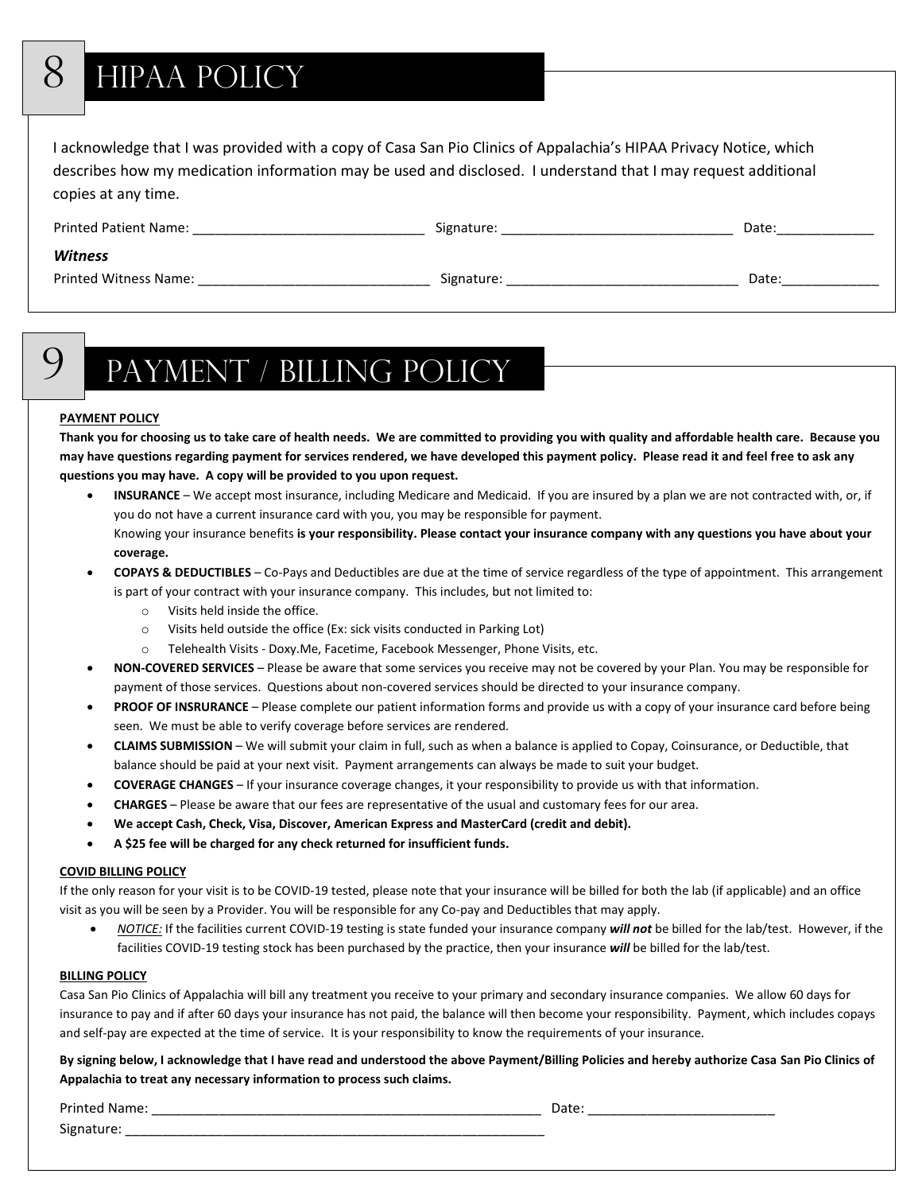# 8 HIPAA POLICY

I acknowledge that I was provided with a copy of Casa San Pio Clinics of Appalachia's HIPAA Privacy Notice, which describes how my medication information may be used and disclosed. I understand that I may request additional copies at any time.

Printed Patient Name: ______________________________ Signature: ______________________________ Date:_____________

***Witness***

Printed Witness Name: ______________________________ Signature: ______________________________ Date:_____________

# 9 PAYMENT / BILLING POLICY

**PAYMENT POLICY**

**Thank you for choosing us to take care of health needs. We are committed to providing you with quality and affordable health care. Because you may have questions regarding payment for services rendered, we have developed this payment policy. Please read it and feel free to ask any questions you may have. A copy will be provided to you upon request.**

- **INSURANCE** – We accept most insurance, including Medicare and Medicaid. If you are insured by a plan we are not contracted with, or, if you do not have a current insurance card with you, you may be responsible for payment.
  Knowing your insurance benefits **is your responsibility. Please contact your insurance company with any questions you have about your coverage.**
- **COPAYS & DEDUCTIBLES** – Co-Pays and Deductibles are due at the time of service regardless of the type of appointment. This arrangement is part of your contract with your insurance company. This includes, but not limited to:
  - Visits held inside the office.
  - Visits held outside the office (Ex: sick visits conducted in Parking Lot)
  - Telehealth Visits - Doxy.Me, Facetime, Facebook Messenger, Phone Visits, etc.
- **NON-COVERED SERVICES** – Please be aware that some services you receive may not be covered by your Plan. You may be responsible for payment of those services. Questions about non-covered services should be directed to your insurance company.
- **PROOF OF INSRURANCE** – Please complete our patient information forms and provide us with a copy of your insurance card before being seen. We must be able to verify coverage before services are rendered.
- **CLAIMS SUBMISSION** – We will submit your claim in full, such as when a balance is applied to Copay, Coinsurance, or Deductible, that balance should be paid at your next visit. Payment arrangements can always be made to suit your budget.
- **COVERAGE CHANGES** – If your insurance coverage changes, it your responsibility to provide us with that information.
- **CHARGES** – Please be aware that our fees are representative of the usual and customary fees for our area.
- **We accept Cash, Check, Visa, Discover, American Express and MasterCard (credit and debit).**
- **A $25 fee will be charged for any check returned for insufficient funds.**

**COVID BILLING POLICY**

If the only reason for your visit is to be COVID-19 tested, please note that your insurance will be billed for both the lab (if applicable) and an office visit as you will be seen by a Provider. You will be responsible for any Co-pay and Deductibles that may apply.

- *NOTICE:* If the facilities current COVID-19 testing is state funded your insurance company ***will not*** be billed for the lab/test. However, if the facilities COVID-19 testing stock has been purchased by the practice, then your insurance ***will*** be billed for the lab/test.

**BILLING POLICY**

Casa San Pio Clinics of Appalachia will bill any treatment you receive to your primary and secondary insurance companies. We allow 60 days for insurance to pay and if after 60 days your insurance has not paid, the balance will then become your responsibility. Payment, which includes copays and self-pay are expected at the time of service. It is your responsibility to know the requirements of your insurance.

**By signing below, I acknowledge that I have read and understood the above Payment/Billing Policies and hereby authorize Casa San Pio Clinics of Appalachia to treat any necessary information to process such claims.**

Printed Name: ________________________________________________________ Date: _________________________

Signature: ____________________________________________________________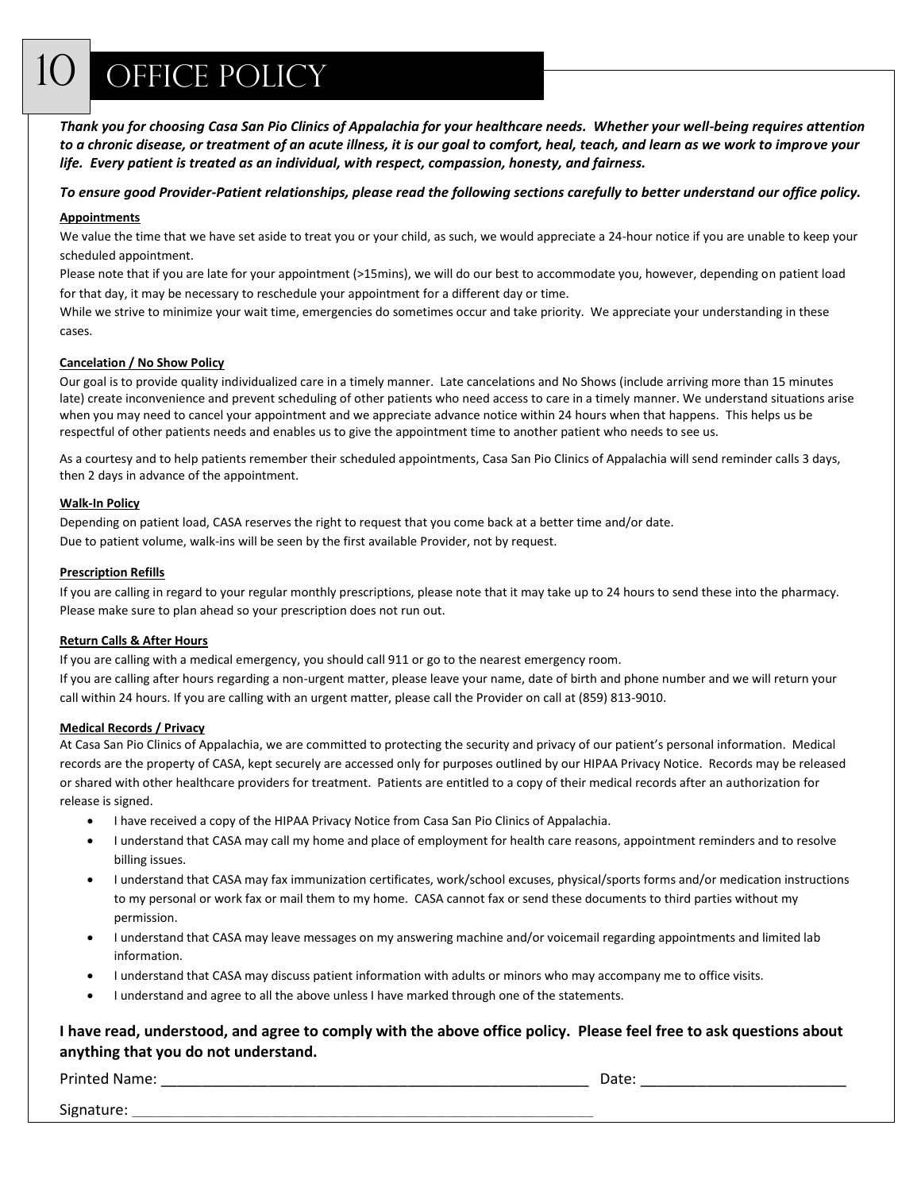# 10 OFFICE POLICY

***Thank you for choosing Casa San Pio Clinics of Appalachia for your healthcare needs. Whether your well-being requires attention to a chronic disease, or treatment of an acute illness, it is our goal to comfort, heal, teach, and learn as we work to improve your life. Every patient is treated as an individual, with respect, compassion, honesty, and fairness.***

***To ensure good Provider-Patient relationships, please read the following sections carefully to better understand our office policy.***

**Appointments**

We value the time that we have set aside to treat you or your child, as such, we would appreciate a 24-hour notice if you are unable to keep your scheduled appointment.

Please note that if you are late for your appointment (>15mins), we will do our best to accommodate you, however, depending on patient load for that day, it may be necessary to reschedule your appointment for a different day or time.

While we strive to minimize your wait time, emergencies do sometimes occur and take priority. We appreciate your understanding in these cases.

**Cancelation / No Show Policy**

Our goal is to provide quality individualized care in a timely manner. Late cancelations and No Shows (include arriving more than 15 minutes late) create inconvenience and prevent scheduling of other patients who need access to care in a timely manner. We understand situations arise when you may need to cancel your appointment and we appreciate advance notice within 24 hours when that happens. This helps us be respectful of other patients needs and enables us to give the appointment time to another patient who needs to see us.

As a courtesy and to help patients remember their scheduled appointments, Casa San Pio Clinics of Appalachia will send reminder calls 3 days, then 2 days in advance of the appointment.

**Walk-In Policy**

Depending on patient load, CASA reserves the right to request that you come back at a better time and/or date.
Due to patient volume, walk-ins will be seen by the first available Provider, not by request.

**Prescription Refills**

If you are calling in regard to your regular monthly prescriptions, please note that it may take up to 24 hours to send these into the pharmacy. Please make sure to plan ahead so your prescription does not run out.

**Return Calls & After Hours**

If you are calling with a medical emergency, you should call 911 or go to the nearest emergency room.
If you are calling after hours regarding a non-urgent matter, please leave your name, date of birth and phone number and we will return your call within 24 hours. If you are calling with an urgent matter, please call the Provider on call at (859) 813-9010.

**Medical Records / Privacy**

At Casa San Pio Clinics of Appalachia, we are committed to protecting the security and privacy of our patient's personal information. Medical records are the property of CASA, kept securely are accessed only for purposes outlined by our HIPAA Privacy Notice. Records may be released or shared with other healthcare providers for treatment. Patients are entitled to a copy of their medical records after an authorization for release is signed.

- I have received a copy of the HIPAA Privacy Notice from Casa San Pio Clinics of Appalachia.
- I understand that CASA may call my home and place of employment for health care reasons, appointment reminders and to resolve billing issues.
- I understand that CASA may fax immunization certificates, work/school excuses, physical/sports forms and/or medication instructions to my personal or work fax or mail them to my home. CASA cannot fax or send these documents to third parties without my permission.
- I understand that CASA may leave messages on my answering machine and/or voicemail regarding appointments and limited lab information.
- I understand that CASA may discuss patient information with adults or minors who may accompany me to office visits.
- I understand and agree to all the above unless I have marked through one of the statements.

**I have read, understood, and agree to comply with the above office policy. Please feel free to ask questions about anything that you do not understand.**

Printed Name: ______________________________________________________ Date: _________________________

Signature: ___________________________________________________________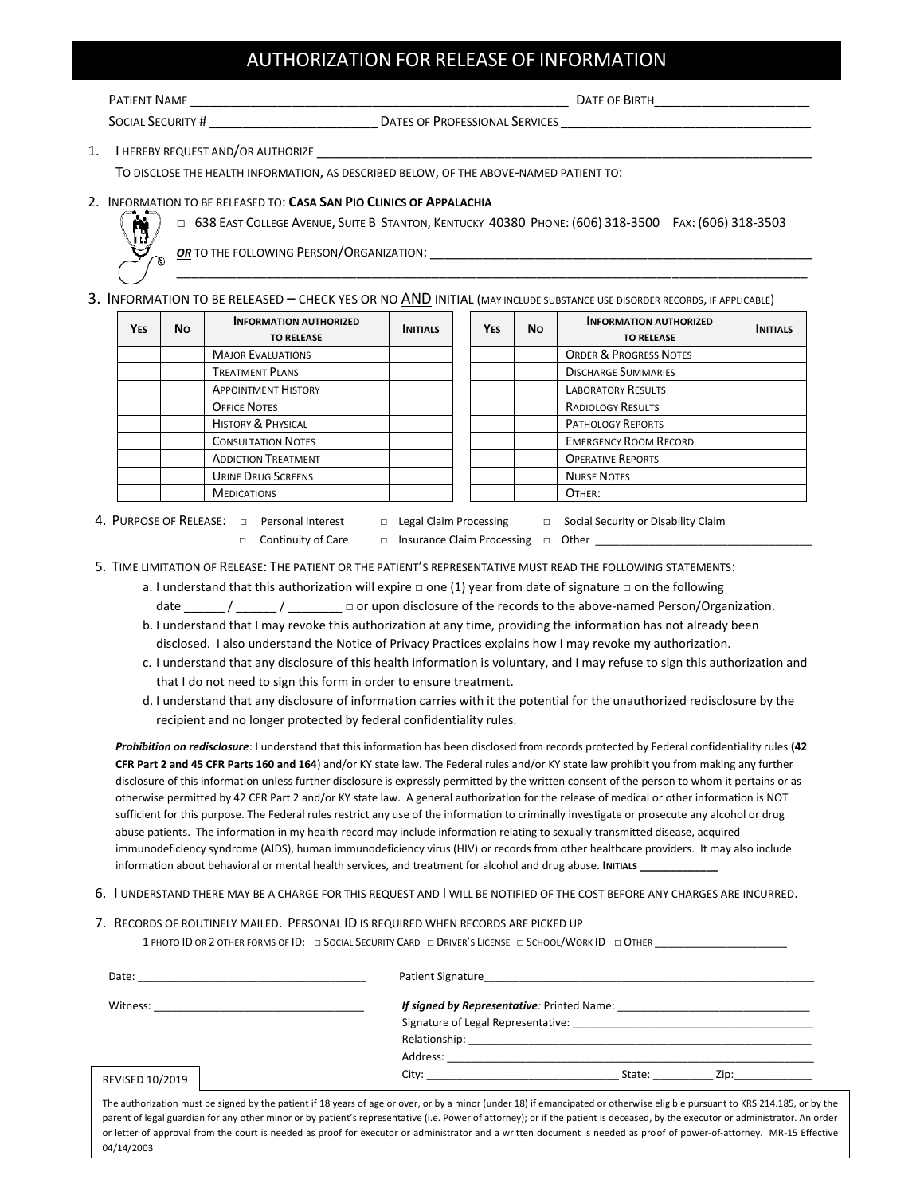# AUTHORIZATION FOR RELEASE OF INFORMATION

PATIENT NAME ____________________________________________________ DATE OF BIRTH______________________

SOCIAL SECURITY # _______________________ DATES OF PROFESSIONAL SERVICES ___________________________________

1. I HEREBY REQUEST AND/OR AUTHORIZE ___________________________________________________________________

   TO DISCLOSE THE HEALTH INFORMATION, AS DESCRIBED BELOW, OF THE ABOVE-NAMED PATIENT TO:

2. INFORMATION TO BE RELEASED TO: **CASA SAN PIO CLINICS OF APPALACHIA**

   □ 638 EAST COLLEGE AVENUE, SUITE B STANTON, KENTUCKY 40380 PHONE: (606) 318-3500 FAX: (606) 318-3503

   ***OR*** TO THE FOLLOWING PERSON/ORGANIZATION: _______________________________________________________

   ______________________________________________________________________________________

3. INFORMATION TO BE RELEASED – CHECK YES OR NO AND INITIAL (MAY INCLUDE SUBSTANCE USE DISORDER RECORDS, IF APPLICABLE)

| YES | NO | INFORMATION AUTHORIZED TO RELEASE | INITIALS |
|---|---|---|---|
| | | MAJOR EVALUATIONS | |
| | | TREATMENT PLANS | |
| | | APPOINTMENT HISTORY | |
| | | OFFICE NOTES | |
| | | HISTORY & PHYSICAL | |
| | | CONSULTATION NOTES | |
| | | ADDICTION TREATMENT | |
| | | URINE DRUG SCREENS | |
| | | MEDICATIONS | |

| YES | NO | INFORMATION AUTHORIZED TO RELEASE | INITIALS |
|---|---|---|---|
| | | ORDER & PROGRESS NOTES | |
| | | DISCHARGE SUMMARIES | |
| | | LABORATORY RESULTS | |
| | | RADIOLOGY RESULTS | |
| | | PATHOLOGY REPORTS | |
| | | EMERGENCY ROOM RECORD | |
| | | OPERATIVE REPORTS | |
| | | NURSE NOTES | |
| | | OTHER: | |

4. PURPOSE OF RELEASE: □ Personal Interest □ Legal Claim Processing □ Social Security or Disability Claim

   □ Continuity of Care □ Insurance Claim Processing □ Other ___________________________________

5. TIME LIMITATION OF RELEASE: THE PATIENT OR THE PATIENT'S REPRESENTATIVE MUST READ THE FOLLOWING STATEMENTS:

   a. I understand that this authorization will expire □ one (1) year from date of signature □ on the following date ______ / ______ / ________ □ or upon disclosure of the records to the above-named Person/Organization.

   b. I understand that I may revoke this authorization at any time, providing the information has not already been disclosed. I also understand the Notice of Privacy Practices explains how I may revoke my authorization.

   c. I understand that any disclosure of this health information is voluntary, and I may refuse to sign this authorization and that I do not need to sign this form in order to ensure treatment.

   d. I understand that any disclosure of information carries with it the potential for the unauthorized redisclosure by the recipient and no longer protected by federal confidentiality rules.

***Prohibition on redisclosure***: I understand that this information has been disclosed from records protected by Federal confidentiality rules **(42 CFR Part 2 and 45 CFR Parts 160 and 164**) and/or KY state law. The Federal rules and/or KY state law prohibit you from making any further disclosure of this information unless further disclosure is expressly permitted by the written consent of the person to whom it pertains or as otherwise permitted by 42 CFR Part 2 and/or KY state law. A general authorization for the release of medical or other information is NOT sufficient for this purpose. The Federal rules restrict any use of the information to criminally investigate or prosecute any alcohol or drug abuse patients. The information in my health record may include information relating to sexually transmitted disease, acquired immunodeficiency syndrome (AIDS), human immunodeficiency virus (HIV) or records from other healthcare providers. It may also include information about behavioral or mental health services, and treatment for alcohol and drug abuse. **INITIALS ____________**

6. I UNDERSTAND THERE MAY BE A CHARGE FOR THIS REQUEST AND I WILL BE NOTIFIED OF THE COST BEFORE ANY CHARGES ARE INCURRED.

7. RECORDS OF ROUTINELY MAILED. PERSONAL ID IS REQUIRED WHEN RECORDS ARE PICKED UP

   1 PHOTO ID OR 2 OTHER FORMS OF ID: □ SOCIAL SECURITY CARD □ DRIVER'S LICENSE □ SCHOOL/WORK ID □ OTHER _____________________

Date: _____________________________________ Patient Signature_______________________________________________________

Witness: __________________________________ ***If signed by Representative:*** Printed Name: _______________________________

Signature of Legal Representative: ______________________________________

Relationship: __________________________________________________________

Address: _____________________________________________________________

City: ________________________________ State: __________ Zip:_____________

REVISED 10/2019

The authorization must be signed by the patient if 18 years of age or over, or by a minor (under 18) if emancipated or otherwise eligible pursuant to KRS 214.185, or by the parent of legal guardian for any other minor or by patient's representative (i.e. Power of attorney); or if the patient is deceased, by the executor or administrator. An order or letter of approval from the court is needed as proof for executor or administrator and a written document is needed as proof of power-of-attorney. MR-15 Effective 04/14/2003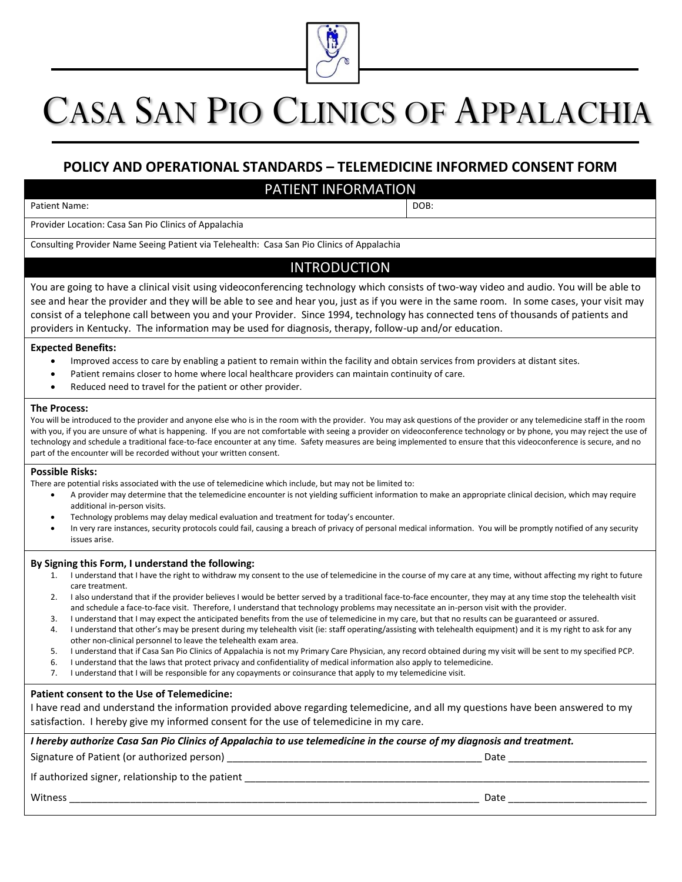# CASA SAN PIO CLINICS OF APPALACHIA

## POLICY AND OPERATIONAL STANDARDS – TELEMEDICINE INFORMED CONSENT FORM

### PATIENT INFORMATION

| | |
|---|---|
| Patient Name: | DOB: |
| Provider Location: Casa San Pio Clinics of Appalachia | |
| Consulting Provider Name Seeing Patient via Telehealth: Casa San Pio Clinics of Appalachia | |

### INTRODUCTION

You are going to have a clinical visit using videoconferencing technology which consists of two-way video and audio. You will be able to see and hear the provider and they will be able to see and hear you, just as if you were in the same room. In some cases, your visit may consist of a telephone call between you and your Provider. Since 1994, technology has connected tens of thousands of patients and providers in Kentucky. The information may be used for diagnosis, therapy, follow-up and/or education.

**Expected Benefits:**

- Improved access to care by enabling a patient to remain within the facility and obtain services from providers at distant sites.
- Patient remains closer to home where local healthcare providers can maintain continuity of care.
- Reduced need to travel for the patient or other provider.

**The Process:**

You will be introduced to the provider and anyone else who is in the room with the provider. You may ask questions of the provider or any telemedicine staff in the room with you, if you are unsure of what is happening. If you are not comfortable with seeing a provider on videoconference technology or by phone, you may reject the use of technology and schedule a traditional face-to-face encounter at any time. Safety measures are being implemented to ensure that this videoconference is secure, and no part of the encounter will be recorded without your written consent.

**Possible Risks:**

There are potential risks associated with the use of telemedicine which include, but may not be limited to:

- A provider may determine that the telemedicine encounter is not yielding sufficient information to make an appropriate clinical decision, which may require additional in-person visits.
- Technology problems may delay medical evaluation and treatment for today's encounter.
- In very rare instances, security protocols could fail, causing a breach of privacy of personal medical information. You will be promptly notified of any security issues arise.

**By Signing this Form, I understand the following:**

1. I understand that I have the right to withdraw my consent to the use of telemedicine in the course of my care at any time, without affecting my right to future care treatment.
2. I also understand that if the provider believes I would be better served by a traditional face-to-face encounter, they may at any time stop the telehealth visit and schedule a face-to-face visit. Therefore, I understand that technology problems may necessitate an in-person visit with the provider.
3. I understand that I may expect the anticipated benefits from the use of telemedicine in my care, but that no results can be guaranteed or assured.
4. I understand that other's may be present during my telehealth visit (ie: staff operating/assisting with telehealth equipment) and it is my right to ask for any other non-clinical personnel to leave the telehealth exam area.
5. I understand that if Casa San Pio Clinics of Appalachia is not my Primary Care Physician, any record obtained during my visit will be sent to my specified PCP.
6. I understand that the laws that protect privacy and confidentiality of medical information also apply to telemedicine.
7. I understand that I will be responsible for any copayments or coinsurance that apply to my telemedicine visit.

**Patient consent to the Use of Telemedicine:**

I have read and understand the information provided above regarding telemedicine, and all my questions have been answered to my satisfaction. I hereby give my informed consent for the use of telemedicine in my care.

***I hereby authorize Casa San Pio Clinics of Appalachia to use telemedicine in the course of my diagnosis and treatment.***

Signature of Patient (or authorized person) _____________________________________________ Date ________________________

If authorized signer, relationship to the patient ___________________________________________________________________________

Witness ___________________________________________________________________________ Date ________________________